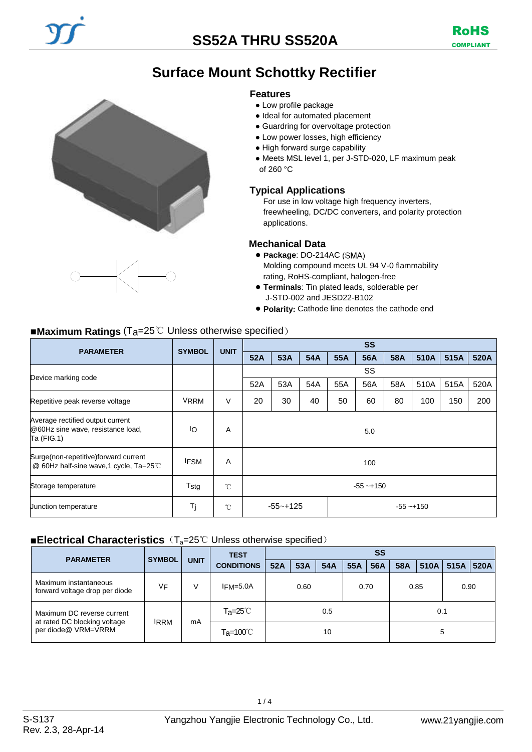# SS52A THRU SS520A

RoHS COMPLIANT

## Surface Mount Schottky Rectifier

### Features

- Low profile package
- Ideal for automated placement
- Guardring for overvoltage protection
- Low power losses, high efficiency
- High forward surge capability
- Meets MSL level 1, per J-STD-020, LF maximum peak of 260 °C

### Typical Applications

For use in low voltage high frequency inverters, freewheeling, DC/DC converters, and polarity protection applications.

### Mechanical Data

- **Package**: DO-214AC (SMA) Molding compound meets UL 94 V-0 flammability rating, RoHS-compliant, halogen-free
- **Terminals**: Tin plated leads, solderable per J-STD-002 and JESD22-B102
- **Polarity:** Cathode line denotes the cathode end

### ■Maximum Ratings ($T_a$=25℃ Unless otherwise specified)

| PARAMETER | SYMBOL | UNIT | SS | | | | | | | | |
|---|---|---|---|---|---|---|---|---|---|---|---|
| | | | 52A | 53A | 54A | 55A | 56A | 58A | 510A | 515A | 520A |
| Device marking code | | | SS | | | | | | | | |
| | | | 52A | 53A | 54A | 55A | 56A | 58A | 510A | 515A | 520A |
| Repetitive peak reverse voltage | $V_{RRM}$ | V | 20 | 30 | 40 | 50 | 60 | 80 | 100 | 150 | 200 |
| Average rectified output current @60Hz sine wave, resistance load, Ta (FIG.1) | $I_O$ | A | 5.0 | | | | | | | | |
| Surge(non-repetitive)forward current @ 60Hz half-sine wave,1 cycle, Ta=25℃ | $I_{FSM}$ | A | 100 | | | | | | | | |
| Storage temperature | $T_{stg}$ | ℃ | -55 ~+150 | | | | | | | | |
| Junction temperature | $T_j$ | ℃ | -55~+125 | | | -55 ~+150 | | | | | |

### ■Electrical Characteristics ($T_a$=25℃ Unless otherwise specified)

| PARAMETER | SYMBOL | UNIT | TEST CONDITIONS | SS | | | | | | | | |
|---|---|---|---|---|---|---|---|---|---|---|---|---|
| | | | | 52A | 53A | 54A | 55A | 56A | 58A | 510A | 515A | 520A |
| Maximum instantaneous forward voltage drop per diode | $V_F$ | V | $I_{FM}$=5.0A | 0.60 | | | 0.70 | | 0.85 | | 0.90 | |
| Maximum DC reverse current at rated DC blocking voltage per diode@ VRM=VRRM | $I_{RRM}$ | mA | $T_a$=25℃ | 0.5 | | | | | 0.1 | | | |
| | | | $T_a$=100℃ | 10 | | | | | 5 | | | |

S-S137
Rev. 2.3, 28-Apr-14

Yangzhou Yangjie Electronic Technology Co., Ltd.

www.21yangjie.com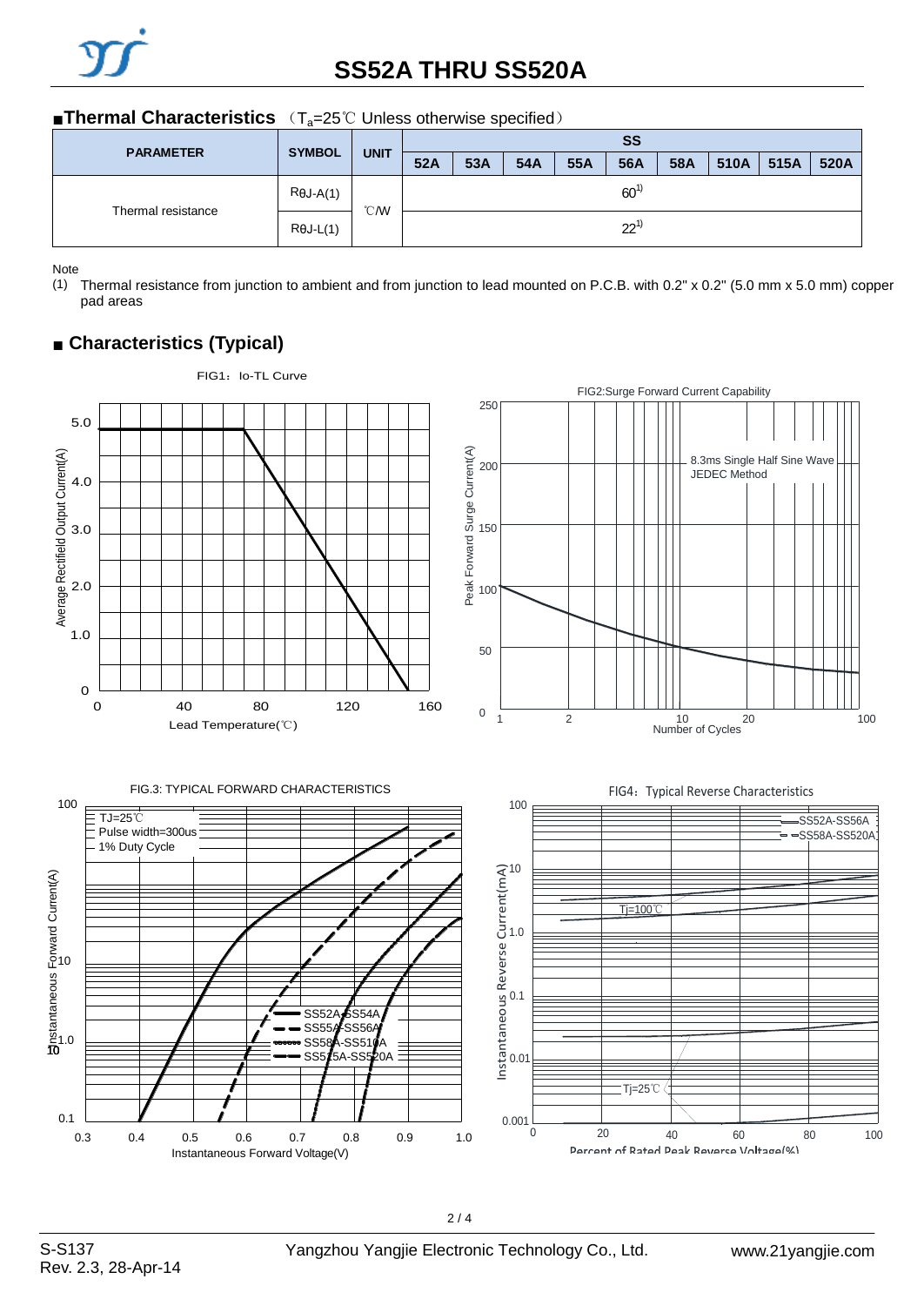# SS52A THRU SS520A

## ■Thermal Characteristics （$T_a$=25℃ Unless otherwise specified）

| PARAMETER | SYMBOL | UNIT | SS | | | | | | | | |
|---|---|---|---|---|---|---|---|---|---|---|---|
| | | | 52A | 53A | 54A | 55A | 56A | 58A | 510A | 515A | 520A |
| Thermal resistance | RθJ-A(1) | ℃/W | 60[1] | | | | | | | | |
| | RθJ-L(1) | | 22[1] | | | | | | | | |

Note

(1) Thermal resistance from junction to ambient and from junction to lead mounted on P.C.B. with 0.2" x 0.2" (5.0 mm x 5.0 mm) copper pad areas

## ■ Characteristics (Typical)

FIG1：Io-TL Curve

FIG2:Surge Forward Current Capability

FIG.3: TYPICAL FORWARD CHARACTERISTICS

FIG4：Typical Reverse Characteristics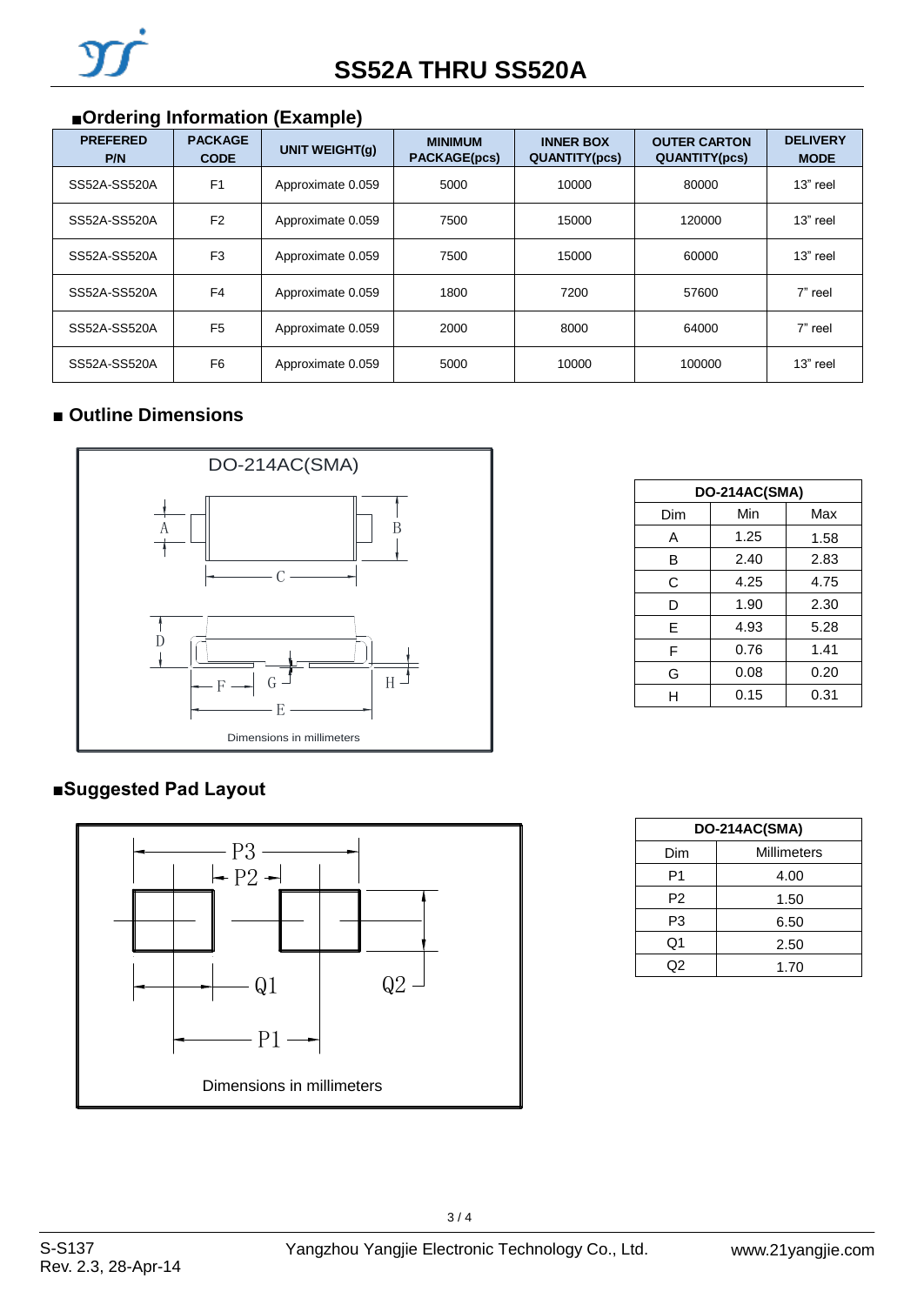# SS52A THRU SS520A

## ■Ordering Information (Example)

| PREFERED P/N | PACKAGE CODE | UNIT WEIGHT(g) | MINIMUM PACKAGE(pcs) | INNER BOX QUANTITY(pcs) | OUTER CARTON QUANTITY(pcs) | DELIVERY MODE |
|---|---|---|---|---|---|---|
| SS52A-SS520A | F1 | Approximate 0.059 | 5000 | 10000 | 80000 | 13" reel |
| SS52A-SS520A | F2 | Approximate 0.059 | 7500 | 15000 | 120000 | 13" reel |
| SS52A-SS520A | F3 | Approximate 0.059 | 7500 | 15000 | 60000 | 13" reel |
| SS52A-SS520A | F4 | Approximate 0.059 | 1800 | 7200 | 57600 | 7" reel |
| SS52A-SS520A | F5 | Approximate 0.059 | 2000 | 8000 | 64000 | 7" reel |
| SS52A-SS520A | F6 | Approximate 0.059 | 5000 | 10000 | 100000 | 13" reel |

## ■ Outline Dimensions

DO-214AC(SMA)

Dimensions in millimeters

| DO-214AC(SMA) | | |
|---|---|---|
| Dim | Min | Max |
| A | 1.25 | 1.58 |
| B | 2.40 | 2.83 |
| C | 4.25 | 4.75 |
| D | 1.90 | 2.30 |
| E | 4.93 | 5.28 |
| F | 0.76 | 1.41 |
| G | 0.08 | 0.20 |
| H | 0.15 | 0.31 |

## ■Suggested Pad Layout

Dimensions in millimeters

| DO-214AC(SMA) | |
|---|---|
| Dim | Millimeters |
| P1 | 4.00 |
| P2 | 1.50 |
| P3 | 6.50 |
| Q1 | 2.50 |
| Q2 | 1.70 |

S-S137
Rev. 2.3, 28-Apr-14

Yangzhou Yangjie Electronic Technology Co., Ltd.

www.21yangjie.com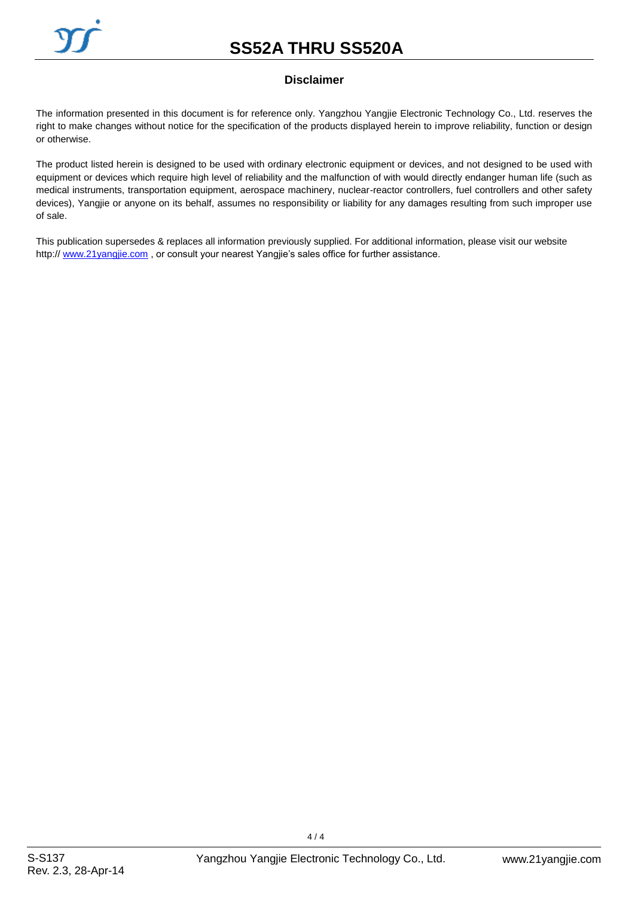## Disclaimer

The information presented in this document is for reference only. Yangzhou Yangjie Electronic Technology Co., Ltd. reserves the right to make changes without notice for the specification of the products displayed herein to improve reliability, function or design or otherwise.

The product listed herein is designed to be used with ordinary electronic equipment or devices, and not designed to be used with equipment or devices which require high level of reliability and the malfunction of with would directly endanger human life (such as medical instruments, transportation equipment, aerospace machinery, nuclear-reactor controllers, fuel controllers and other safety devices), Yangjie or anyone on its behalf, assumes no responsibility or liability for any damages resulting from such improper use of sale.

This publication supersedes & replaces all information previously supplied. For additional information, please visit our website http:// www.21yangjie.com , or consult your nearest Yangjie's sales office for further assistance.